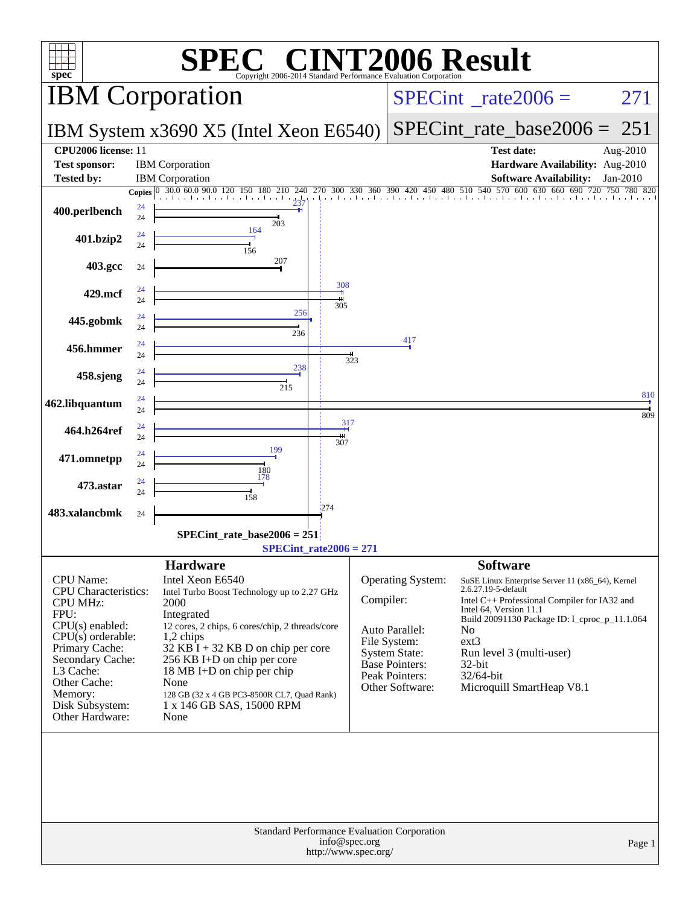# SPEC CINT2006 Result

Copyright 2006-2014 Standard Performance Evaluation Corporation

## IBM Corporation

**IBM System x3690 X5 (Intel Xeon E6540)**

SPECint_rate2006 = 271

SPECint_rate_base2006 = 251

| | | | |
|---|---|---|---|
| **CPU2006 license:** | 11 | **Test date:** | Aug-2010 |
| **Test sponsor:** | IBM Corporation | **Hardware Availability:** | Aug-2010 |
| **Tested by:** | IBM Corporation | **Software Availability:** | Jan-2010 |

| Benchmark | Copies (peak) | Peak | Copies (base) | Base |
|---|---|---|---|---|
| 400.perlbench | 24 | 237 | 24 | 203 |
| 401.bzip2 | 24 | 164 | 24 | 156 |
| 403.gcc | | | 24 | 207 |
| 429.mcf | 24 | 308 | 24 | 305 |
| 445.gobmk | 24 | 256 | 24 | 236 |
| 456.hmmer | 24 | 417 | 24 | 323 |
| 458.sjeng | 24 | 238 | 24 | 215 |
| 462.libquantum | 24 | 810 | 24 | 809 |
| 464.h264ref | 24 | 317 | 24 | 307 |
| 471.omnetpp | 24 | 199 | 24 | 180 |
| 473.astar | 24 | 178 | 24 | 158 |
| 483.xalancbmk | | | 24 | 274 |

SPECint_rate_base2006 = 251

SPECint_rate2006 = 271

## Hardware

| | |
|---|---|
| CPU Name: | Intel Xeon E6540 |
| CPU Characteristics: | Intel Turbo Boost Technology up to 2.27 GHz |
| CPU MHz: | 2000 |
| FPU: | Integrated |
| CPU(s) enabled: | 12 cores, 2 chips, 6 cores/chip, 2 threads/core |
| CPU(s) orderable: | 1,2 chips |
| Primary Cache: | 32 KB I + 32 KB D on chip per core |
| Secondary Cache: | 256 KB I+D on chip per core |
| L3 Cache: | 18 MB I+D on chip per chip |
| Other Cache: | None |
| Memory: | 128 GB (32 x 4 GB PC3-8500R CL7, Quad Rank) |
| Disk Subsystem: | 1 x 146 GB SAS, 15000 RPM |
| Other Hardware: | None |

## Software

| | |
|---|---|
| Operating System: | SuSE Linux Enterprise Server 11 (x86_64), Kernel 2.6.27.19-5-default |
| Compiler: | Intel C++ Professional Compiler for IA32 and Intel 64, Version 11.1 Build 20091130 Package ID: l_cproc_p_11.1.064 |
| Auto Parallel: | No |
| File System: | ext3 |
| System State: | Run level 3 (multi-user) |
| Base Pointers: | 32-bit |
| Peak Pointers: | 32/64-bit |
| Other Software: | Microquill SmartHeap V8.1 |

Standard Performance Evaluation Corporation
info@spec.org
http://www.spec.org/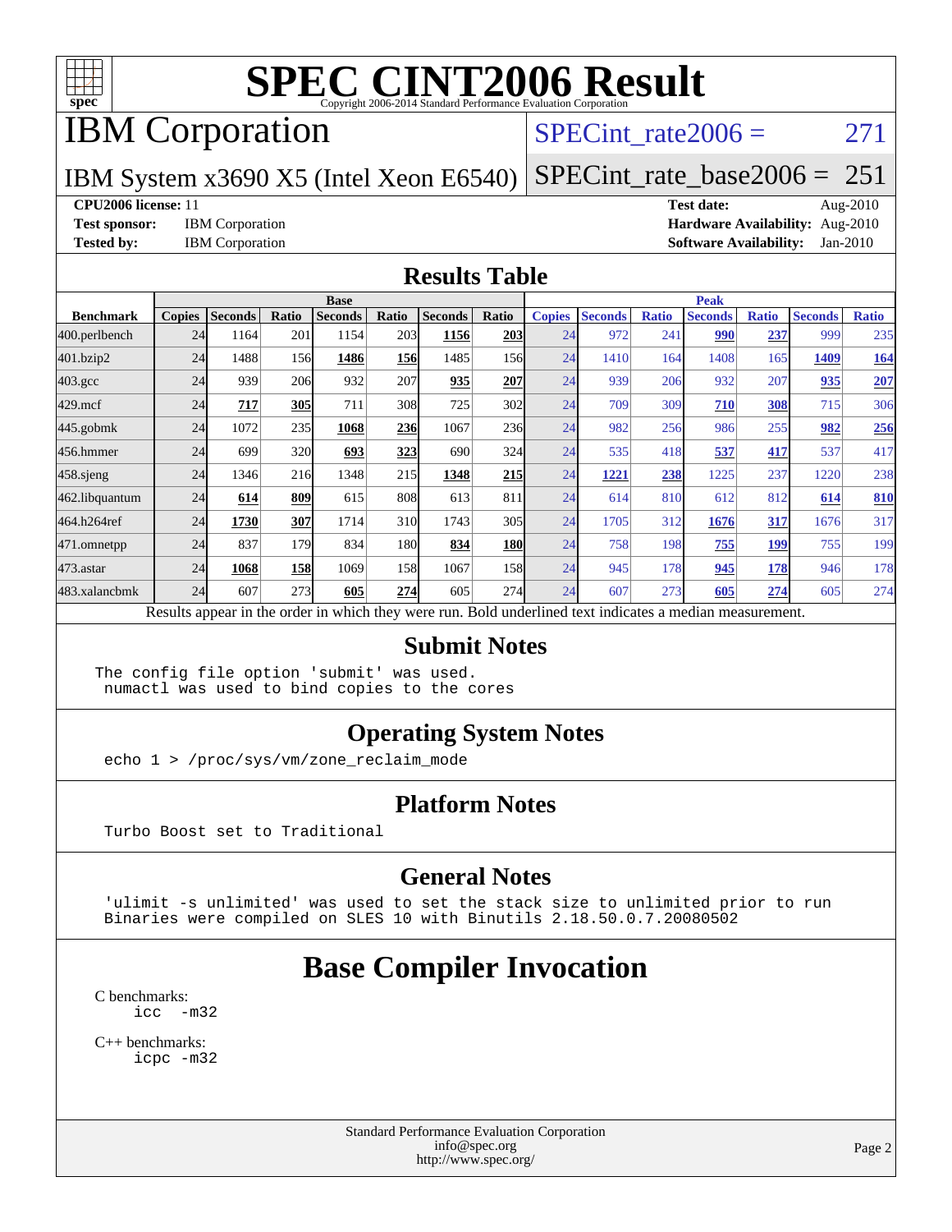# SPEC CINT2006 Result

Copyright 2006-2014 Standard Performance Evaluation Corporation

## IBM Corporation

**SPECint_rate2006 = 271**

IBM System x3690 X5 (Intel Xeon E6540)

**SPECint_rate_base2006 = 251**

**CPU2006 license:** 11
**Test sponsor:** IBM Corporation
**Tested by:** IBM Corporation

**Test date:** Aug-2010
**Hardware Availability:** Aug-2010
**Software Availability:** Jan-2010

## Results Table

| | Base | | | | | | | Peak | | | | | | |
|---|---|---|---|---|---|---|---|---|---|---|---|---|---|---|
| **Benchmark** | **Copies** | **Seconds** | **Ratio** | **Seconds** | **Ratio** | **Seconds** | **Ratio** | **Copies** | **Seconds** | **Ratio** | **Seconds** | **Ratio** | **Seconds** | **Ratio** |
| 400.perlbench | 24 | 1164 | 201 | 1154 | 203 | **1156** | **203** | 24 | 972 | 241 | **990** | **237** | 999 | 235 |
| 401.bzip2 | 24 | 1488 | 156 | **1486** | **156** | 1485 | 156 | 24 | 1410 | 164 | 1408 | 165 | **1409** | **164** |
| 403.gcc | 24 | 939 | 206 | 932 | 207 | **935** | **207** | 24 | 939 | 206 | 932 | 207 | **935** | **207** |
| 429.mcf | 24 | **717** | **305** | 711 | 308 | 725 | 302 | 24 | 709 | 309 | **710** | **308** | 715 | 306 |
| 445.gobmk | 24 | 1072 | 235 | **1068** | **236** | 1067 | 236 | 24 | 982 | 256 | 986 | 255 | **982** | **256** |
| 456.hmmer | 24 | 699 | 320 | **693** | **323** | 690 | 324 | 24 | 535 | 418 | **537** | **417** | 537 | 417 |
| 458.sjeng | 24 | 1346 | 216 | 1348 | 215 | **1348** | **215** | 24 | **1221** | **238** | 1225 | 237 | 1220 | 238 |
| 462.libquantum | 24 | **614** | **809** | 615 | 808 | 613 | 811 | 24 | 614 | 810 | 612 | 812 | **614** | **810** |
| 464.h264ref | 24 | **1730** | **307** | 1714 | 310 | 1743 | 305 | 24 | 1705 | 312 | **1676** | **317** | 1676 | 317 |
| 471.omnetpp | 24 | 837 | 179 | 834 | 180 | **834** | **180** | 24 | 758 | 198 | **755** | **199** | 755 | 199 |
| 473.astar | 24 | **1068** | **158** | 1069 | 158 | 1067 | 158 | 24 | 945 | 178 | **945** | **178** | 946 | 178 |
| 483.xalancbmk | 24 | 607 | 273 | **605** | **274** | 605 | 274 | 24 | 607 | 273 | **605** | **274** | 605 | 274 |

Results appear in the order in which they were run. Bold underlined text indicates a median measurement.

## Submit Notes

```
The config file option 'submit' was used.
 numactl was used to bind copies to the cores
```

## Operating System Notes

```
echo 1 > /proc/sys/vm/zone_reclaim_mode
```

## Platform Notes

```
Turbo Boost set to Traditional
```

## General Notes

```
'ulimit -s unlimited' was used to set the stack size to unlimited prior to run
Binaries were compiled on SLES 10 with Binutils 2.18.50.0.7.20080502
```

## Base Compiler Invocation

C benchmarks:
```
icc -m32
```

C++ benchmarks:
```
icpc -m32
```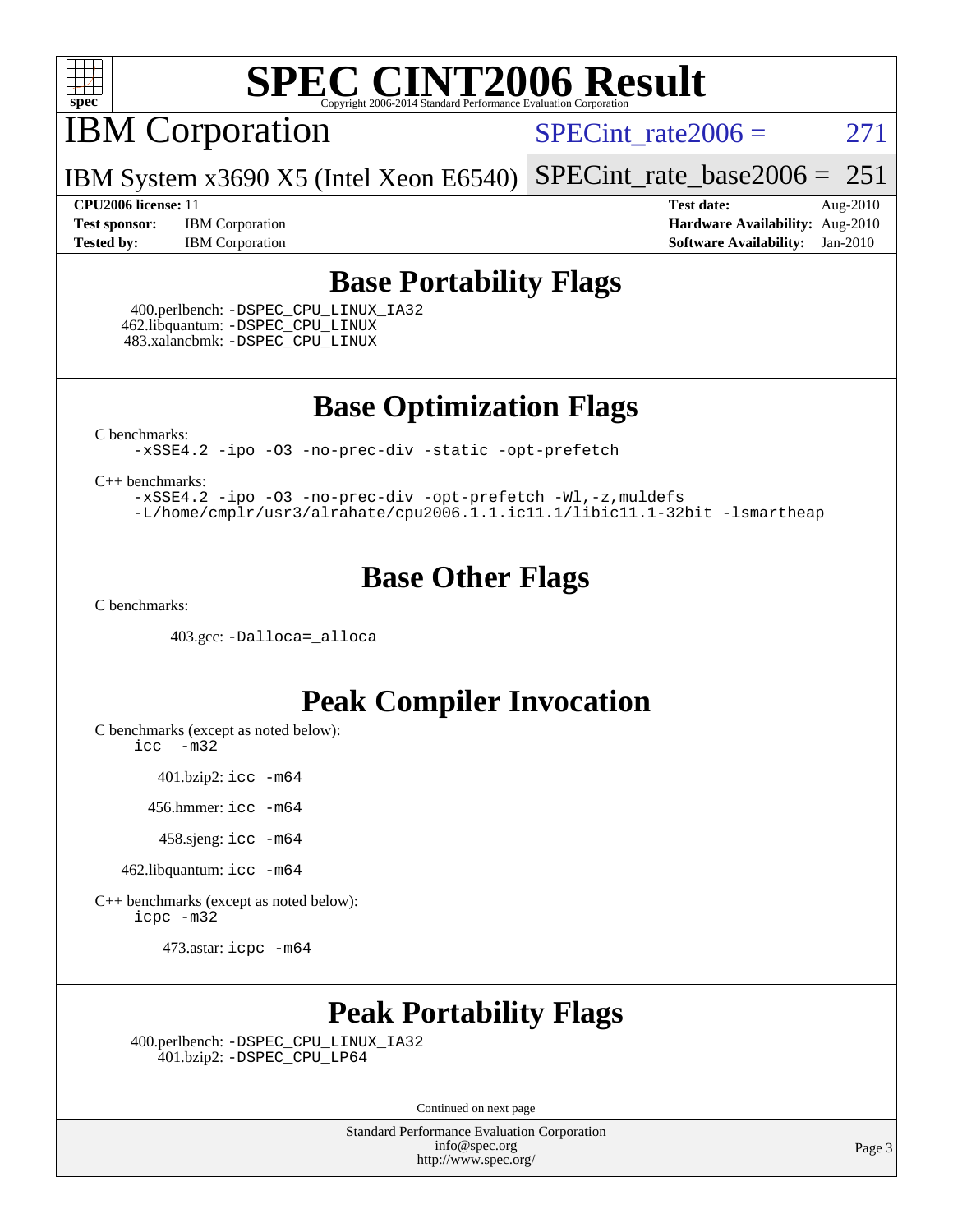# SPEC CINT2006 Result

Copyright 2006-2014 Standard Performance Evaluation Corporation

# IBM Corporation

IBM System x3690 X5 (Intel Xeon E6540)

SPECint_rate2006 = 271

SPECint_rate_base2006 = 251

| | | | |
|---|---|---|---|
| **CPU2006 license:** 11 | | **Test date:** | Aug-2010 |
| **Test sponsor:** | IBM Corporation | **Hardware Availability:** | Aug-2010 |
| **Tested by:** | IBM Corporation | **Software Availability:** | Jan-2010 |

## Base Portability Flags

400.perlbench: `-DSPEC_CPU_LINUX_IA32`
462.libquantum: `-DSPEC_CPU_LINUX`
483.xalancbmk: `-DSPEC_CPU_LINUX`

## Base Optimization Flags

C benchmarks:

```
-xSSE4.2 -ipo -O3 -no-prec-div -static -opt-prefetch
```

C++ benchmarks:

```
-xSSE4.2 -ipo -O3 -no-prec-div -opt-prefetch -Wl,-z,muldefs
-L/home/cmplr/usr3/alrahate/cpu2006.1.1.ic11.1/libic11.1-32bit -lsmartheap
```

## Base Other Flags

C benchmarks:

403.gcc: `-Dalloca=_alloca`

## Peak Compiler Invocation

C benchmarks (except as noted below):
`icc -m32`

401.bzip2: `icc -m64`

456.hmmer: `icc -m64`

458.sjeng: `icc -m64`

462.libquantum: `icc -m64`

C++ benchmarks (except as noted below):
`icpc -m32`

473.astar: `icpc -m64`

## Peak Portability Flags

400.perlbench: `-DSPEC_CPU_LINUX_IA32`
401.bzip2: `-DSPEC_CPU_LP64`

Continued on next page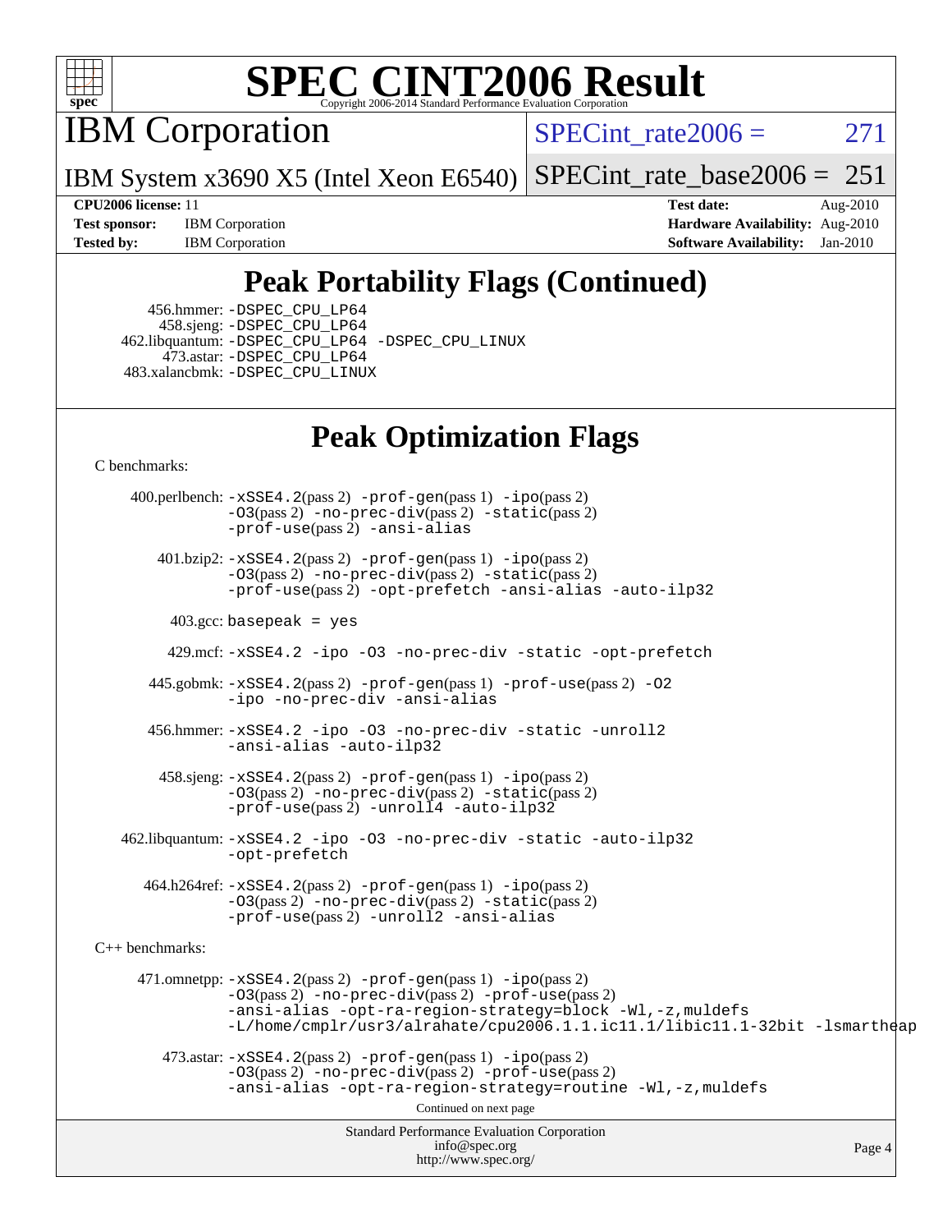# SPEC CINT2006 Result

Copyright 2006-2014 Standard Performance Evaluation Corporation

## IBM Corporation

IBM System x3690 X5 (Intel Xeon E6540)

SPECint_rate2006 = 271

SPECint_rate_base2006 = 251

**CPU2006 license:** 11
**Test sponsor:** IBM Corporation
**Tested by:** IBM Corporation

**Test date:** Aug-2010
**Hardware Availability:** Aug-2010
**Software Availability:** Jan-2010

## Peak Portability Flags (Continued)

456.hmmer: -DSPEC_CPU_LP64
458.sjeng: -DSPEC_CPU_LP64
462.libquantum: -DSPEC_CPU_LP64 -DSPEC_CPU_LINUX
473.astar: -DSPEC_CPU_LP64
483.xalancbmk: -DSPEC_CPU_LINUX

## Peak Optimization Flags

C benchmarks:

400.perlbench: -xSSE4.2(pass 2) -prof-gen(pass 1) -ipo(pass 2) -O3(pass 2) -no-prec-div(pass 2) -static(pass 2) -prof-use(pass 2) -ansi-alias

401.bzip2: -xSSE4.2(pass 2) -prof-gen(pass 1) -ipo(pass 2) -O3(pass 2) -no-prec-div(pass 2) -static(pass 2) -prof-use(pass 2) -opt-prefetch -ansi-alias -auto-ilp32

403.gcc: basepeak = yes

429.mcf: -xSSE4.2 -ipo -O3 -no-prec-div -static -opt-prefetch

445.gobmk: -xSSE4.2(pass 2) -prof-gen(pass 1) -prof-use(pass 2) -O2 -ipo -no-prec-div -ansi-alias

456.hmmer: -xSSE4.2 -ipo -O3 -no-prec-div -static -unroll2 -ansi-alias -auto-ilp32

458.sjeng: -xSSE4.2(pass 2) -prof-gen(pass 1) -ipo(pass 2) -O3(pass 2) -no-prec-div(pass 2) -static(pass 2) -prof-use(pass 2) -unroll4 -auto-ilp32

462.libquantum: -xSSE4.2 -ipo -O3 -no-prec-div -static -auto-ilp32 -opt-prefetch

464.h264ref: -xSSE4.2(pass 2) -prof-gen(pass 1) -ipo(pass 2) -O3(pass 2) -no-prec-div(pass 2) -static(pass 2) -prof-use(pass 2) -unroll2 -ansi-alias

C++ benchmarks:

471.omnetpp: -xSSE4.2(pass 2) -prof-gen(pass 1) -ipo(pass 2) -O3(pass 2) -no-prec-div(pass 2) -prof-use(pass 2) -ansi-alias -opt-ra-region-strategy=block -Wl,-z,muldefs -L/home/cmplr/usr3/alrahate/cpu2006.1.1.ic11.1/libic11.1-32bit -lsmartheap

473.astar: -xSSE4.2(pass 2) -prof-gen(pass 1) -ipo(pass 2) -O3(pass 2) -no-prec-div(pass 2) -prof-use(pass 2) -ansi-alias -opt-ra-region-strategy=routine -Wl,-z,muldefs

Continued on next page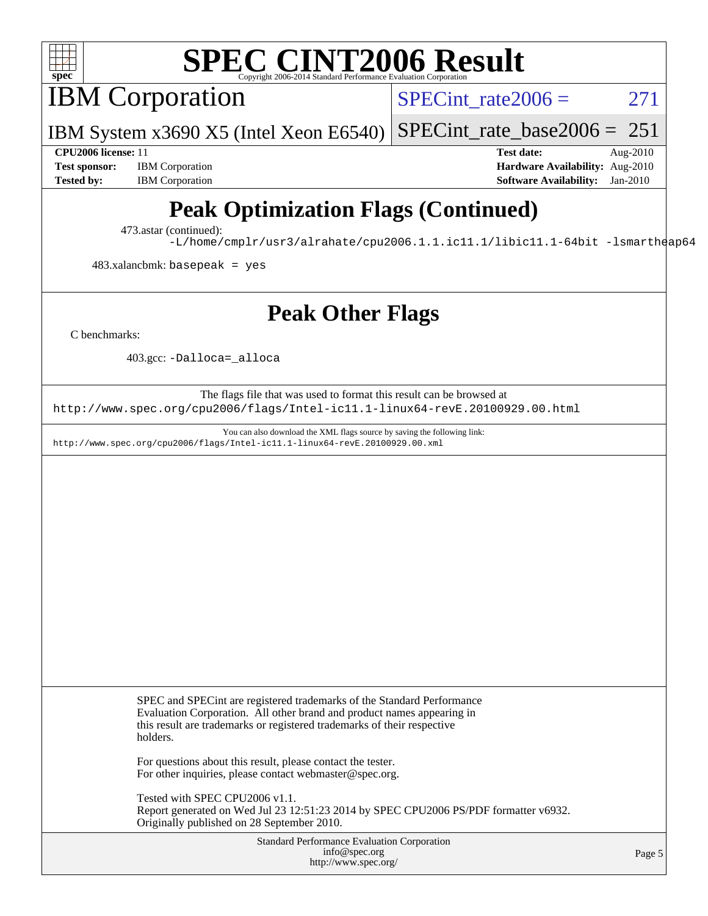# SPEC CINT2006 Result

Copyright 2006-2014 Standard Performance Evaluation Corporation

## IBM Corporation

IBM System x3690 X5 (Intel Xeon E6540)

SPECint_rate2006 = 271

SPECint_rate_base2006 = 251

**CPU2006 license:** 11
**Test sponsor:** IBM Corporation
**Tested by:** IBM Corporation

**Test date:** Aug-2010
**Hardware Availability:** Aug-2010
**Software Availability:** Jan-2010

## Peak Optimization Flags (Continued)

473.astar (continued):
`-L/home/cmplr/usr3/alrahate/cpu2006.1.1.ic11.1/libic11.1-64bit -lsmartheap64`

483.xalancbmk: `basepeak = yes`

## Peak Other Flags

C benchmarks:

403.gcc: `-Dalloca=_alloca`

The flags file that was used to format this result can be browsed at
http://www.spec.org/cpu2006/flags/Intel-ic11.1-linux64-revE.20100929.00.html

You can also download the XML flags source by saving the following link:
http://www.spec.org/cpu2006/flags/Intel-ic11.1-linux64-revE.20100929.00.xml

SPEC and SPECint are registered trademarks of the Standard Performance Evaluation Corporation. All other brand and product names appearing in this result are trademarks or registered trademarks of their respective holders.

For questions about this result, please contact the tester.
For other inquiries, please contact webmaster@spec.org.

Tested with SPEC CPU2006 v1.1.
Report generated on Wed Jul 23 12:51:23 2014 by SPEC CPU2006 PS/PDF formatter v6932.
Originally published on 28 September 2010.

Standard Performance Evaluation Corporation
info@spec.org
http://www.spec.org/